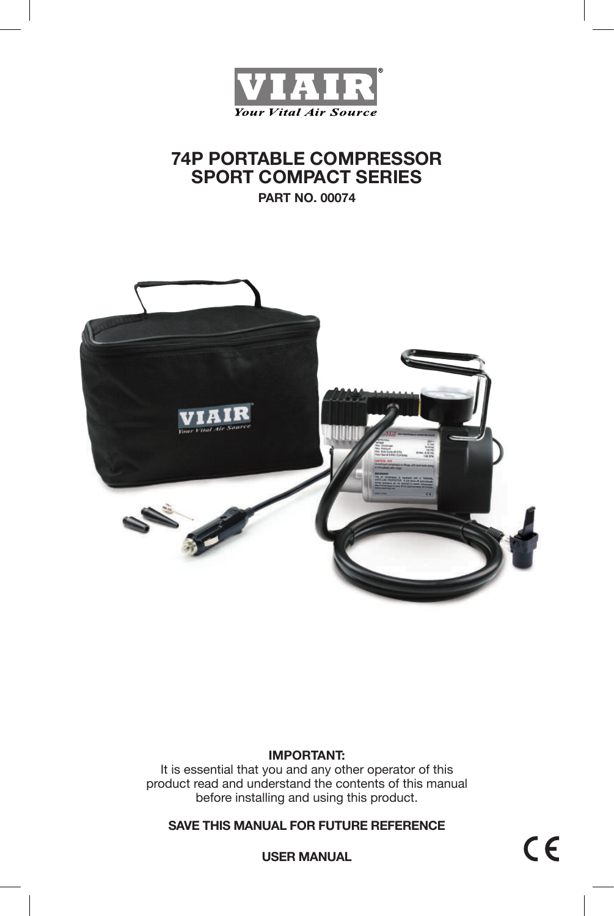VIAIR®

*Your Vital Air Source*

# 74P PORTABLE COMPRESSOR SPORT COMPACT SERIES

**PART NO. 00074**

**IMPORTANT:**
It is essential that you and any other operator of this product read and understand the contents of this manual before installing and using this product.

**SAVE THIS MANUAL FOR FUTURE REFERENCE**

**USER MANUAL**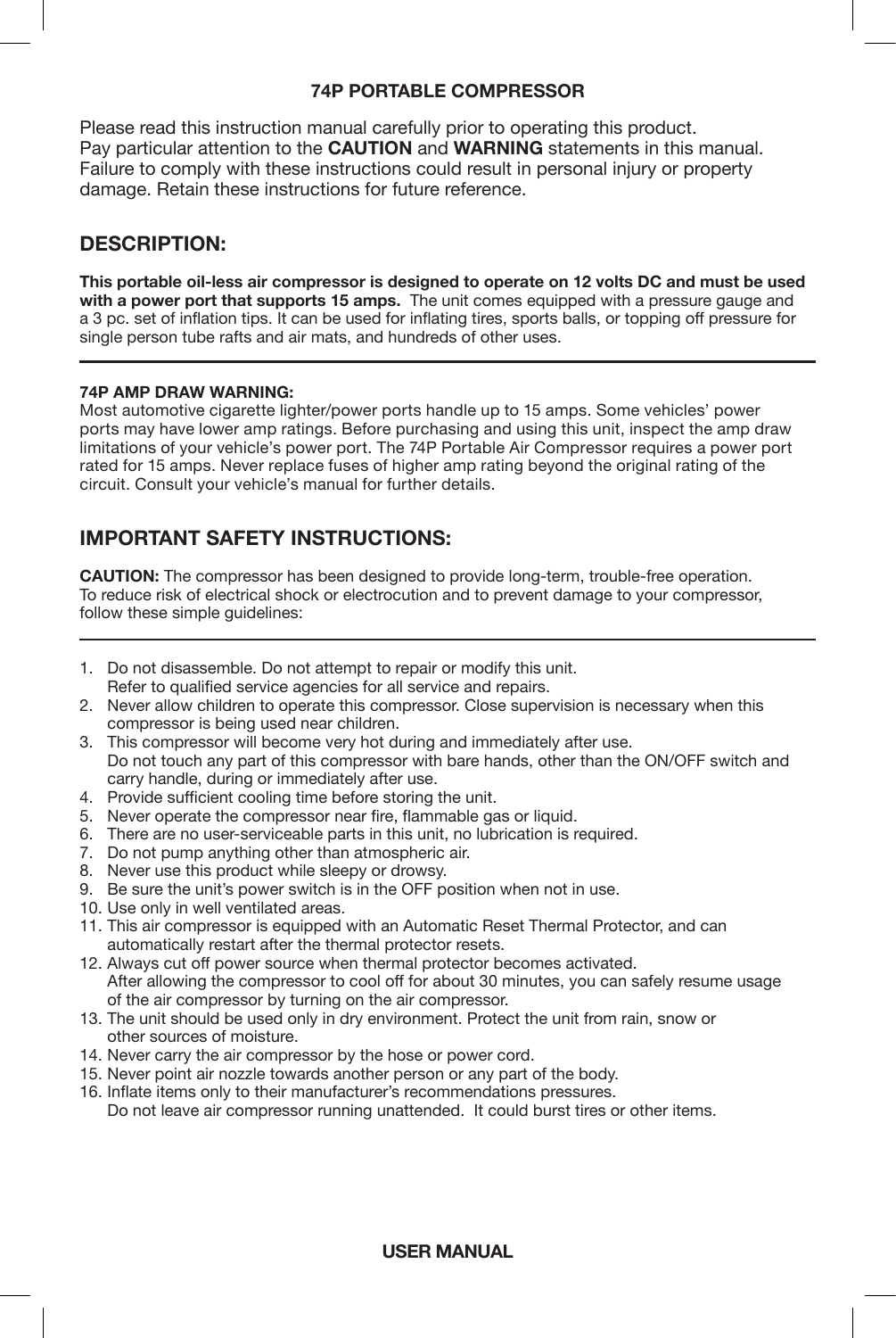# 74P PORTABLE COMPRESSOR

Please read this instruction manual carefully prior to operating this product.
Pay particular attention to the **CAUTION** and **WARNING** statements in this manual.
Failure to comply with these instructions could result in personal injury or property damage. Retain these instructions for future reference.

## DESCRIPTION:

**This portable oil-less air compressor is designed to operate on 12 volts DC and must be used with a power port that supports 15 amps.** The unit comes equipped with a pressure gauge and a 3 pc. set of inflation tips. It can be used for inflating tires, sports balls, or topping off pressure for single person tube rafts and air mats, and hundreds of other uses.

---

**74P AMP DRAW WARNING:**
Most automotive cigarette lighter/power ports handle up to 15 amps. Some vehicles' power ports may have lower amp ratings. Before purchasing and using this unit, inspect the amp draw limitations of your vehicle's power port. The 74P Portable Air Compressor requires a power port rated for 15 amps. Never replace fuses of higher amp rating beyond the original rating of the circuit. Consult your vehicle's manual for further details.

## IMPORTANT SAFETY INSTRUCTIONS:

**CAUTION:** The compressor has been designed to provide long-term, trouble-free operation. To reduce risk of electrical shock or electrocution and to prevent damage to your compressor, follow these simple guidelines:

---

1. Do not disassemble. Do not attempt to repair or modify this unit. Refer to qualified service agencies for all service and repairs.
2. Never allow children to operate this compressor. Close supervision is necessary when this compressor is being used near children.
3. This compressor will become very hot during and immediately after use. Do not touch any part of this compressor with bare hands, other than the ON/OFF switch and carry handle, during or immediately after use.
4. Provide sufficient cooling time before storing the unit.
5. Never operate the compressor near fire, flammable gas or liquid.
6. There are no user-serviceable parts in this unit, no lubrication is required.
7. Do not pump anything other than atmospheric air.
8. Never use this product while sleepy or drowsy.
9. Be sure the unit's power switch is in the OFF position when not in use.
10. Use only in well ventilated areas.
11. This air compressor is equipped with an Automatic Reset Thermal Protector, and can automatically restart after the thermal protector resets.
12. Always cut off power source when thermal protector becomes activated. After allowing the compressor to cool off for about 30 minutes, you can safely resume usage of the air compressor by turning on the air compressor.
13. The unit should be used only in dry environment. Protect the unit from rain, snow or other sources of moisture.
14. Never carry the air compressor by the hose or power cord.
15. Never point air nozzle towards another person or any part of the body.
16. Inflate items only to their manufacturer's recommendations pressures. Do not leave air compressor running unattended. It could burst tires or other items.

**USER MANUAL**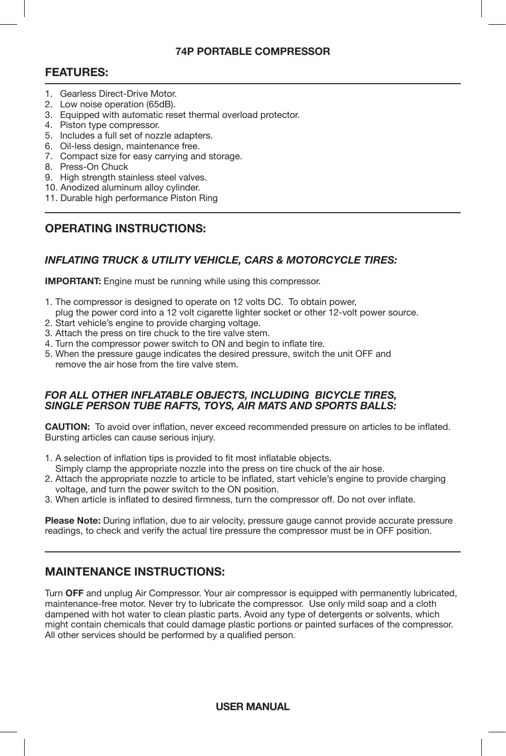**74P PORTABLE COMPRESSOR**

## FEATURES:

1. Gearless Direct-Drive Motor.
2. Low noise operation (65dB).
3. Equipped with automatic reset thermal overload protector.
4. Piston type compressor.
5. Includes a full set of nozzle adapters.
6. Oil-less design, maintenance free.
7. Compact size for easy carrying and storage.
8. Press-On Chuck
9. High strength stainless steel valves.
10. Anodized aluminum alloy cylinder.
11. Durable high performance Piston Ring

## OPERATING INSTRUCTIONS:

### *INFLATING TRUCK & UTILITY VEHICLE, CARS & MOTORCYCLE TIRES:*

**IMPORTANT:** Engine must be running while using this compressor.

1. The compressor is designed to operate on 12 volts DC. To obtain power, plug the power cord into a 12 volt cigarette lighter socket or other 12-volt power source.
2. Start vehicle's engine to provide charging voltage.
3. Attach the press on tire chuck to the tire valve stem.
4. Turn the compressor power switch to ON and begin to inflate tire.
5. When the pressure gauge indicates the desired pressure, switch the unit OFF and remove the air hose from the tire valve stem.

### *FOR ALL OTHER INFLATABLE OBJECTS, INCLUDING BICYCLE TIRES, SINGLE PERSON TUBE RAFTS, TOYS, AIR MATS AND SPORTS BALLS:*

**CAUTION:** To avoid over inflation, never exceed recommended pressure on articles to be inflated. Bursting articles can cause serious injury.

1. A selection of inflation tips is provided to fit most inflatable objects. Simply clamp the appropriate nozzle into the press on tire chuck of the air hose.
2. Attach the appropriate nozzle to article to be inflated, start vehicle's engine to provide charging voltage, and turn the power switch to the ON position.
3. When article is inflated to desired firmness, turn the compressor off. Do not over inflate.

**Please Note:** During inflation, due to air velocity, pressure gauge cannot provide accurate pressure readings, to check and verify the actual tire pressure the compressor must be in OFF position.

## MAINTENANCE INSTRUCTIONS:

Turn **OFF** and unplug Air Compressor. Your air compressor is equipped with permanently lubricated, maintenance-free motor. Never try to lubricate the compressor. Use only mild soap and a cloth dampened with hot water to clean plastic parts. Avoid any type of detergents or solvents, which might contain chemicals that could damage plastic portions or painted surfaces of the compressor. All other services should be performed by a qualified person.

**USER MANUAL**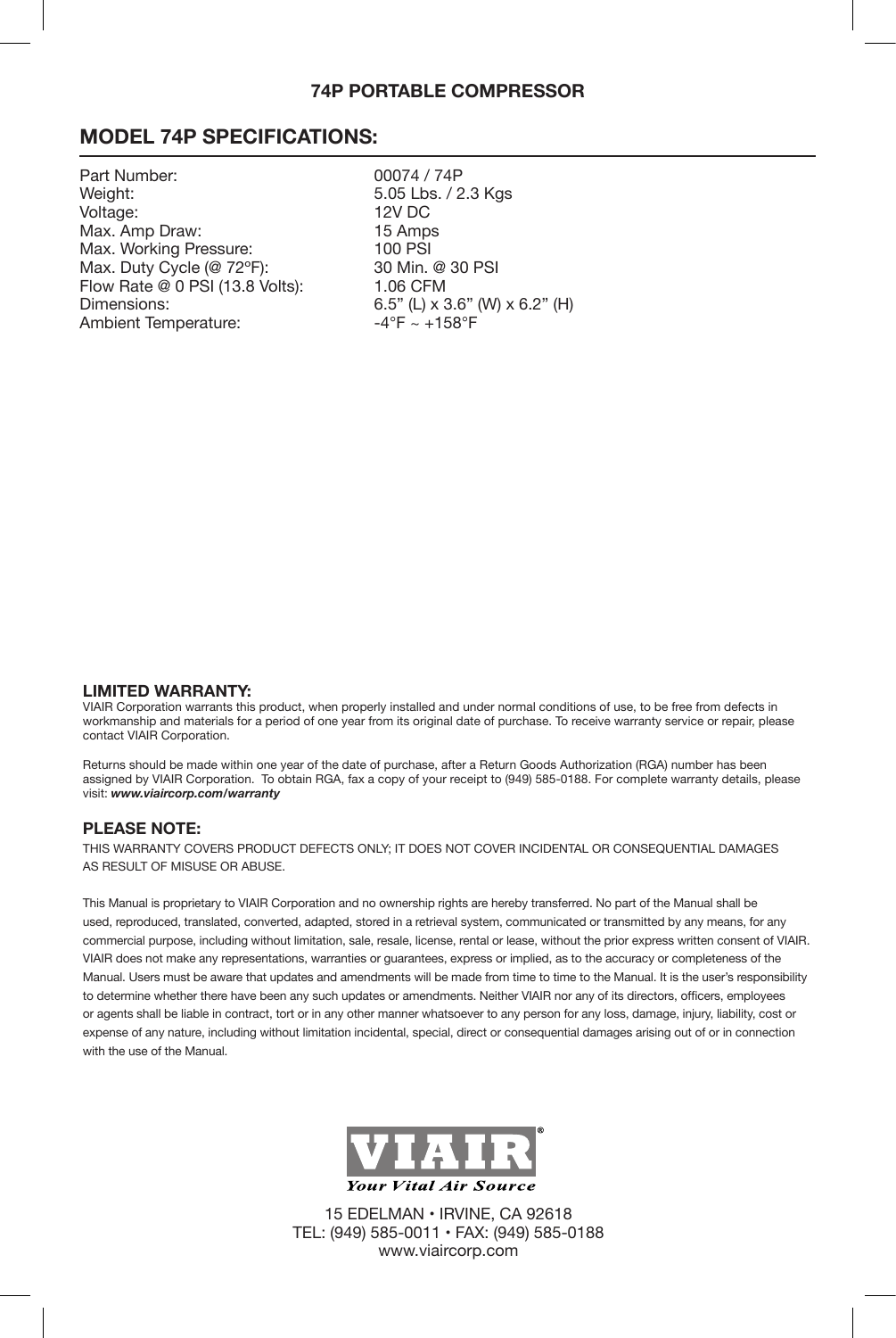# 74P PORTABLE COMPRESSOR

## MODEL 74P SPECIFICATIONS:

| | |
|---|---|
| Part Number: | 00074 / 74P |
| Weight: | 5.05 Lbs. / 2.3 Kgs |
| Voltage: | 12V DC |
| Max. Amp Draw: | 15 Amps |
| Max. Working Pressure: | 100 PSI |
| Max. Duty Cycle (@ 72°F): | 30 Min. @ 30 PSI |
| Flow Rate @ 0 PSI (13.8 Volts): | 1.06 CFM |
| Dimensions: | 6.5" (L) x 3.6" (W) x 6.2" (H) |
| Ambient Temperature: | -4°F ~ +158°F |

### LIMITED WARRANTY:

VIAIR Corporation warrants this product, when properly installed and under normal conditions of use, to be free from defects in workmanship and materials for a period of one year from its original date of purchase. To receive warranty service or repair, please contact VIAIR Corporation.

Returns should be made within one year of the date of purchase, after a Return Goods Authorization (RGA) number has been assigned by VIAIR Corporation. To obtain RGA, fax a copy of your receipt to (949) 585-0188. For complete warranty details, please visit: ***www.viaircorp.com/warranty***

### PLEASE NOTE:

THIS WARRANTY COVERS PRODUCT DEFECTS ONLY; IT DOES NOT COVER INCIDENTAL OR CONSEQUENTIAL DAMAGES AS RESULT OF MISUSE OR ABUSE.

This Manual is proprietary to VIAIR Corporation and no ownership rights are hereby transferred. No part of the Manual shall be used, reproduced, translated, converted, adapted, stored in a retrieval system, communicated or transmitted by any means, for any commercial purpose, including without limitation, sale, resale, license, rental or lease, without the prior express written consent of VIAIR. VIAIR does not make any representations, warranties or guarantees, express or implied, as to the accuracy or completeness of the Manual. Users must be aware that updates and amendments will be made from time to time to the Manual. It is the user's responsibility to determine whether there have been any such updates or amendments. Neither VIAIR nor any of its directors, officers, employees or agents shall be liable in contract, tort or in any other manner whatsoever to any person for any loss, damage, injury, liability, cost or expense of any nature, including without limitation incidental, special, direct or consequential damages arising out of or in connection with the use of the Manual.

VIAIR®

*Your Vital Air Source*

15 EDELMAN • IRVINE, CA 92618
TEL: (949) 585-0011 • FAX: (949) 585-0188
www.viaircorp.com